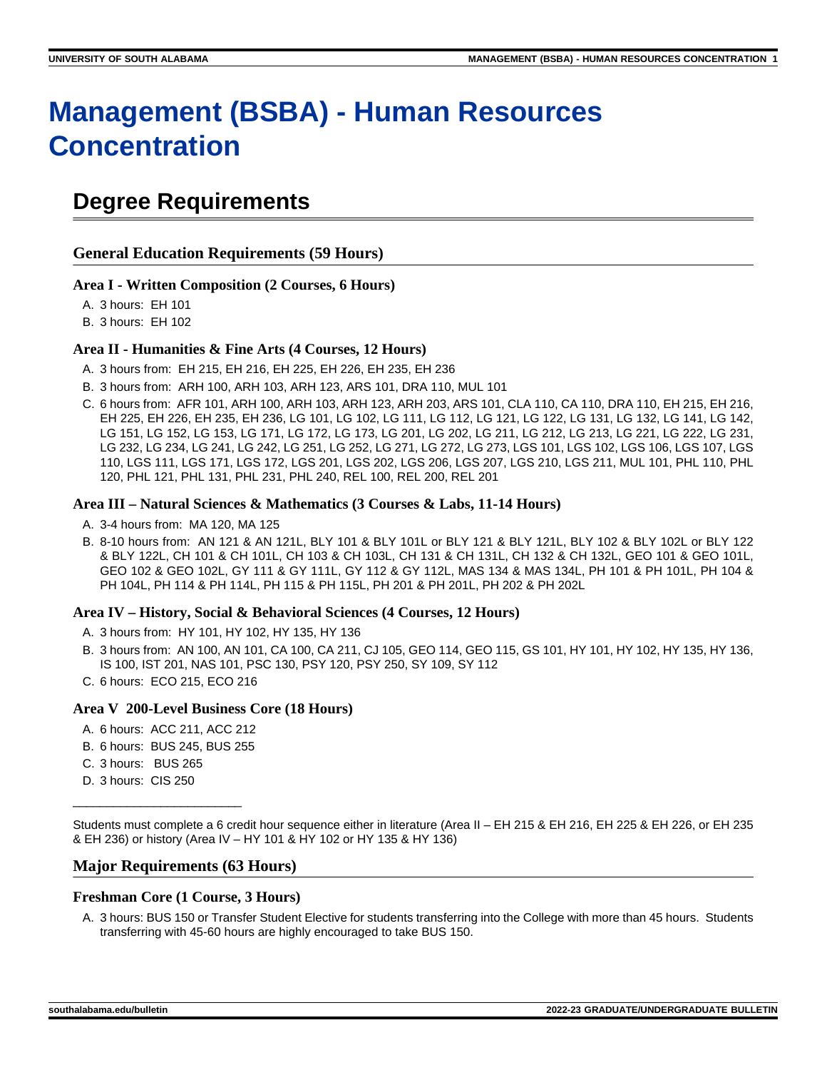# Management (BSBA) - Human Resources Concentration

## Degree Requirements

### General Education Requirements (59 Hours)

#### Area I - Written Composition (2 Courses, 6 Hours)

A. 3 hours: EH 101
B. 3 hours: EH 102

#### Area II - Humanities & Fine Arts (4 Courses, 12 Hours)

A. 3 hours from: EH 215, EH 216, EH 225, EH 226, EH 235, EH 236
B. 3 hours from: ARH 100, ARH 103, ARH 123, ARS 101, DRA 110, MUL 101
C. 6 hours from: AFR 101, ARH 100, ARH 103, ARH 123, ARH 203, ARS 101, CLA 110, CA 110, DRA 110, EH 215, EH 216, EH 225, EH 226, EH 235, EH 236, LG 101, LG 102, LG 111, LG 112, LG 121, LG 122, LG 131, LG 132, LG 141, LG 142, LG 151, LG 152, LG 153, LG 171, LG 172, LG 173, LG 201, LG 202, LG 211, LG 212, LG 213, LG 221, LG 222, LG 231, LG 232, LG 234, LG 241, LG 242, LG 251, LG 252, LG 271, LG 272, LG 273, LGS 101, LGS 102, LGS 106, LGS 107, LGS 110, LGS 111, LGS 171, LGS 172, LGS 201, LGS 202, LGS 206, LGS 207, LGS 210, LGS 211, MUL 101, PHL 110, PHL 120, PHL 121, PHL 131, PHL 231, PHL 240, REL 100, REL 200, REL 201

#### Area III – Natural Sciences & Mathematics (3 Courses & Labs, 11-14 Hours)

A. 3-4 hours from: MA 120, MA 125
B. 8-10 hours from: AN 121 & AN 121L, BLY 101 & BLY 101L or BLY 121 & BLY 121L, BLY 102 & BLY 102L or BLY 122 & BLY 122L, CH 101 & CH 101L, CH 103 & CH 103L, CH 131 & CH 131L, CH 132 & CH 132L, GEO 101 & GEO 101L, GEO 102 & GEO 102L, GY 111 & GY 111L, GY 112 & GY 112L, MAS 134 & MAS 134L, PH 101 & PH 101L, PH 104 & PH 104L, PH 114 & PH 114L, PH 115 & PH 115L, PH 201 & PH 201L, PH 202 & PH 202L

#### Area IV – History, Social & Behavioral Sciences (4 Courses, 12 Hours)

A. 3 hours from: HY 101, HY 102, HY 135, HY 136
B. 3 hours from: AN 100, AN 101, CA 100, CA 211, CJ 105, GEO 114, GEO 115, GS 101, HY 101, HY 102, HY 135, HY 136, IS 100, IST 201, NAS 101, PSC 130, PSY 120, PSY 250, SY 109, SY 112
C. 6 hours: ECO 215, ECO 216

#### Area V 200-Level Business Core (18 Hours)

A. 6 hours: ACC 211, ACC 212
B. 6 hours: BUS 245, BUS 255
C. 3 hours: BUS 265
D. 3 hours: CIS 250

---

Students must complete a 6 credit hour sequence either in literature (Area II – EH 215 & EH 216, EH 225 & EH 226, or EH 235 & EH 236) or history (Area IV – HY 101 & HY 102 or HY 135 & HY 136)

### Major Requirements (63 Hours)

#### Freshman Core (1 Course, 3 Hours)

A. 3 hours: BUS 150 or Transfer Student Elective for students transferring into the College with more than 45 hours. Students transferring with 45-60 hours are highly encouraged to take BUS 150.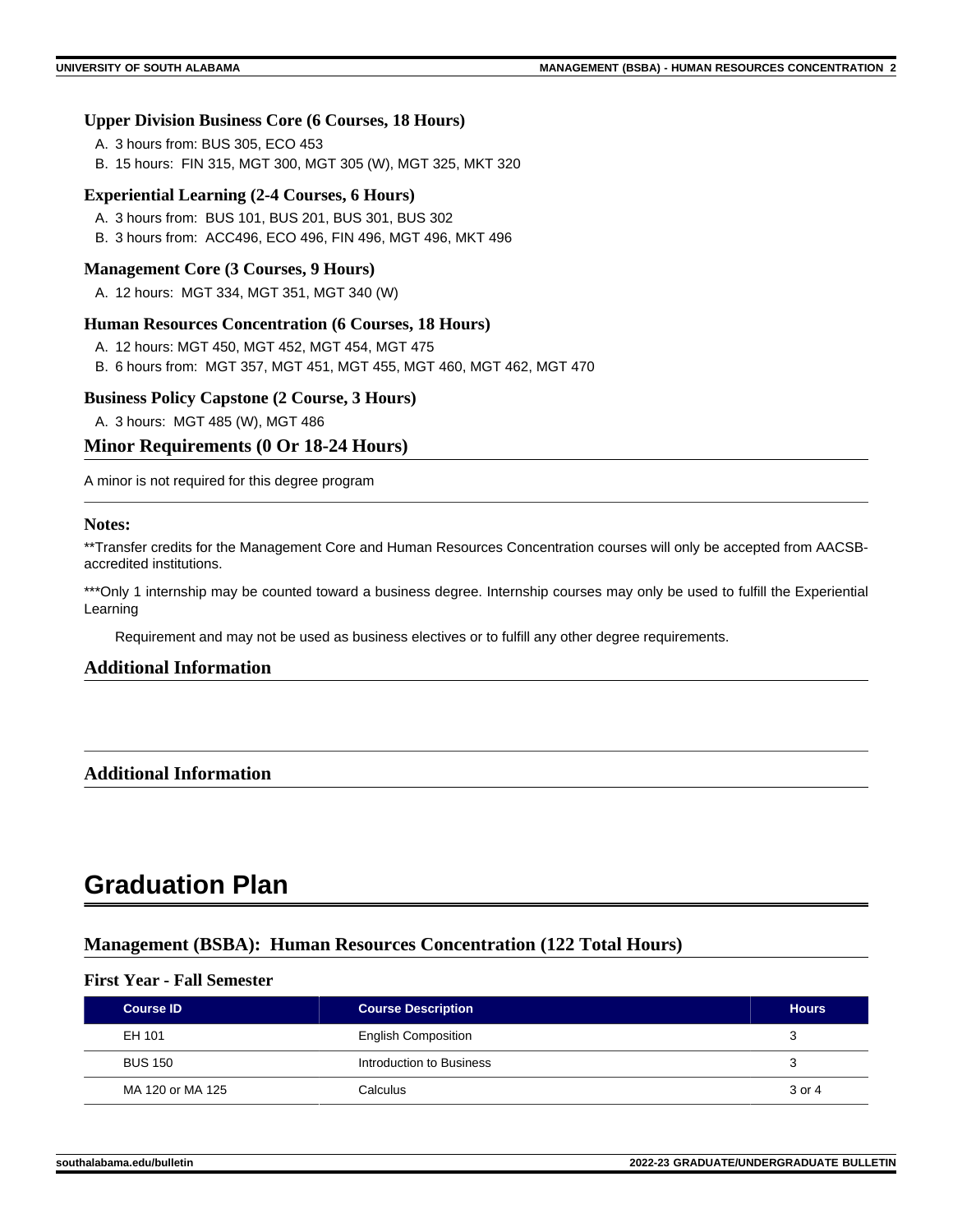### Upper Division Business Core (6 Courses, 18 Hours)

A. 3 hours from: BUS 305, ECO 453
B. 15 hours: FIN 315, MGT 300, MGT 305 (W), MGT 325, MKT 320

### Experiential Learning (2-4 Courses, 6 Hours)

A. 3 hours from: BUS 101, BUS 201, BUS 301, BUS 302
B. 3 hours from: ACC496, ECO 496, FIN 496, MGT 496, MKT 496

### Management Core (3 Courses, 9 Hours)

A. 12 hours: MGT 334, MGT 351, MGT 340 (W)

### Human Resources Concentration (6 Courses, 18 Hours)

A. 12 hours: MGT 450, MGT 452, MGT 454, MGT 475
B. 6 hours from: MGT 357, MGT 451, MGT 455, MGT 460, MGT 462, MGT 470

### Business Policy Capstone (2 Course, 3 Hours)

A. 3 hours: MGT 485 (W), MGT 486

## Minor Requirements (0 Or 18-24 Hours)

A minor is not required for this degree program

### Notes:

**Transfer credits for the Management Core and Human Resources Concentration courses will only be accepted from AACSB-accredited institutions.

***Only 1 internship may be counted toward a business degree. Internship courses may only be used to fulfill the Experiential Learning

Requirement and may not be used as business electives or to fulfill any other degree requirements.

## Additional Information

## Additional Information

# Graduation Plan

## Management (BSBA): Human Resources Concentration (122 Total Hours)

### First Year - Fall Semester

| Course ID | Course Description | Hours |
|---|---|---|
| EH 101 | English Composition | 3 |
| BUS 150 | Introduction to Business | 3 |
| MA 120 or MA 125 | Calculus | 3 or 4 |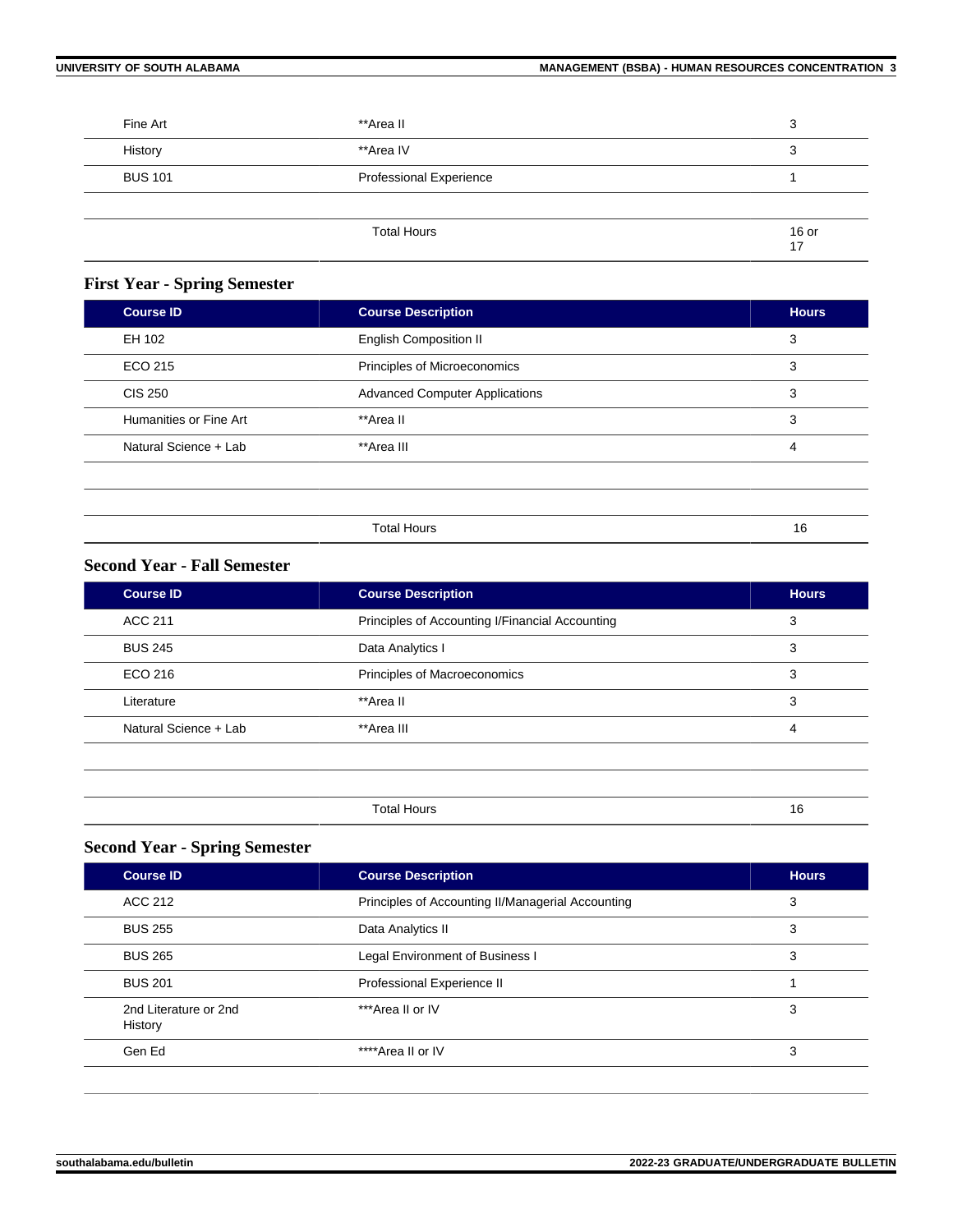| | | |
|---|---|---|
| Fine Art | **Area II | 3 |
| History | **Area IV | 3 |
| BUS 101 | Professional Experience | 1 |
| | | |
| | Total Hours | 16 or 17 |

### First Year - Spring Semester

| Course ID | Course Description | Hours |
|---|---|---|
| EH 102 | English Composition II | 3 |
| ECO 215 | Principles of Microeconomics | 3 |
| CIS 250 | Advanced Computer Applications | 3 |
| Humanities or Fine Art | **Area II | 3 |
| Natural Science + Lab | **Area III | 4 |
| | | |
| | | |
| | Total Hours | 16 |

### Second Year - Fall Semester

| Course ID | Course Description | Hours |
|---|---|---|
| ACC 211 | Principles of Accounting I/Financial Accounting | 3 |
| BUS 245 | Data Analytics I | 3 |
| ECO 216 | Principles of Macroeconomics | 3 |
| Literature | **Area II | 3 |
| Natural Science + Lab | **Area III | 4 |
| | | |
| | | |
| | Total Hours | 16 |

### Second Year - Spring Semester

| Course ID | Course Description | Hours |
|---|---|---|
| ACC 212 | Principles of Accounting II/Managerial Accounting | 3 |
| BUS 255 | Data Analytics II | 3 |
| BUS 265 | Legal Environment of Business I | 3 |
| BUS 201 | Professional Experience II | 1 |
| 2nd Literature or 2nd History | ***Area II or IV | 3 |
| Gen Ed | ****Area II or IV | 3 |
| | | |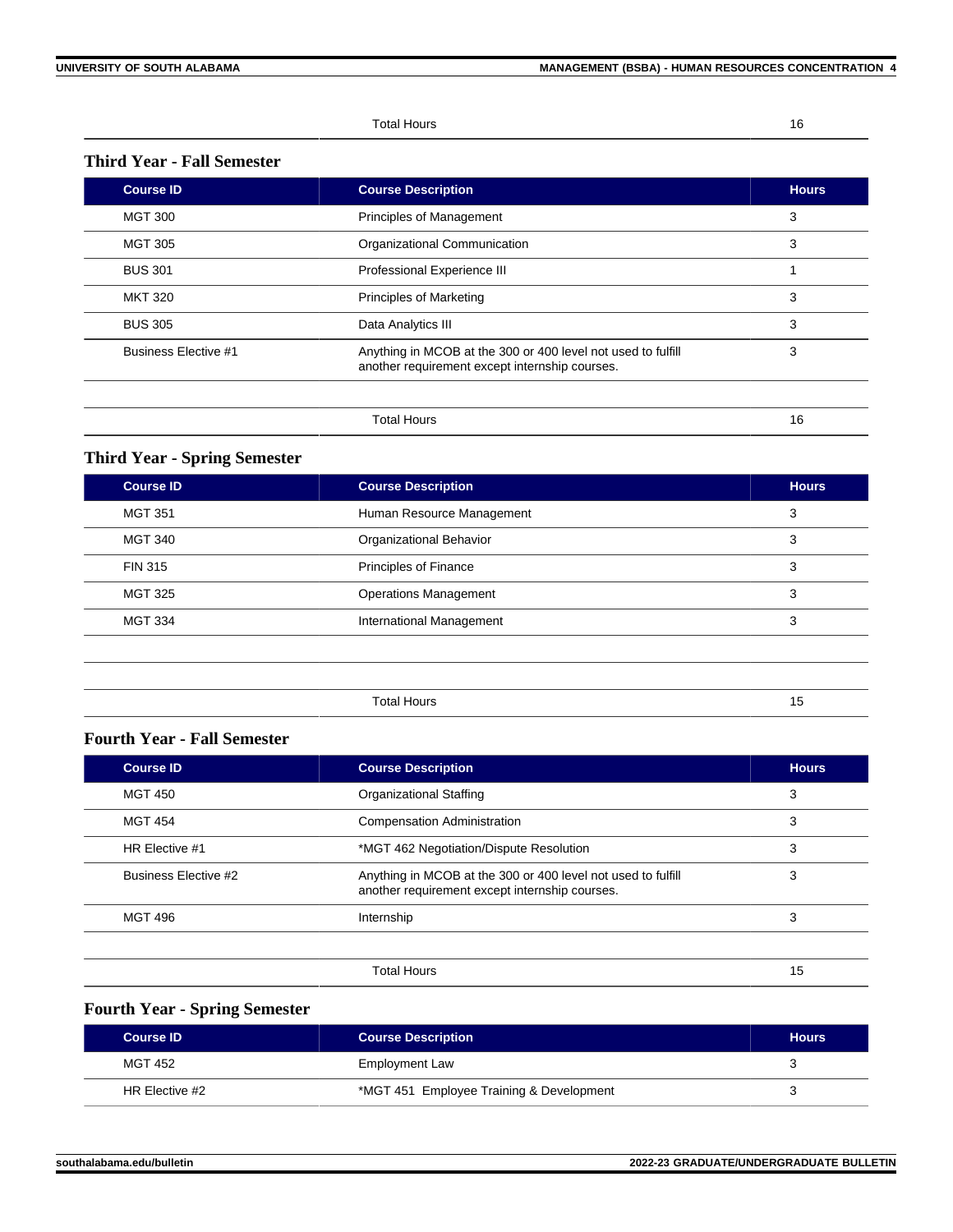| | Total Hours | 16 |
|---|---|---|

### Third Year - Fall Semester

| Course ID | Course Description | Hours |
|---|---|---|
| MGT 300 | Principles of Management | 3 |
| MGT 305 | Organizational Communication | 3 |
| BUS 301 | Professional Experience III | 1 |
| MKT 320 | Principles of Marketing | 3 |
| BUS 305 | Data Analytics III | 3 |
| Business Elective #1 | Anything in MCOB at the 300 or 400 level not used to fulfill another requirement except internship courses. | 3 |
| | | |
| | Total Hours | 16 |

### Third Year - Spring Semester

| Course ID | Course Description | Hours |
|---|---|---|
| MGT 351 | Human Resource Management | 3 |
| MGT 340 | Organizational Behavior | 3 |
| FIN 315 | Principles of Finance | 3 |
| MGT 325 | Operations Management | 3 |
| MGT 334 | International Management | 3 |
| | | |
| | | |
| | Total Hours | 15 |

### Fourth Year - Fall Semester

| Course ID | Course Description | Hours |
|---|---|---|
| MGT 450 | Organizational Staffing | 3 |
| MGT 454 | Compensation Administration | 3 |
| HR Elective #1 | *MGT 462 Negotiation/Dispute Resolution | 3 |
| Business Elective #2 | Anything in MCOB at the 300 or 400 level not used to fulfill another requirement except internship courses. | 3 |
| MGT 496 | Internship | 3 |
| | | |
| | Total Hours | 15 |

### Fourth Year - Spring Semester

| Course ID | Course Description | Hours |
|---|---|---|
| MGT 452 | Employment Law | 3 |
| HR Elective #2 | *MGT 451 Employee Training & Development | 3 |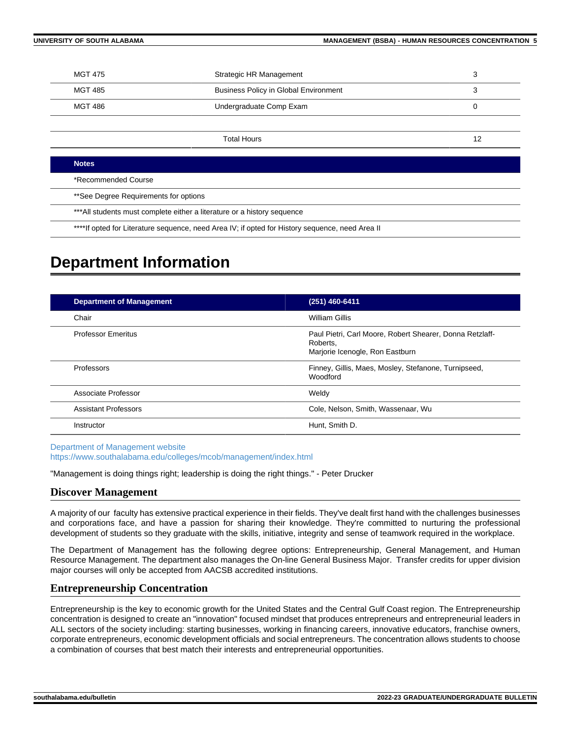| | | |
|---|---|---|
| MGT 475 | Strategic HR Management | 3 |
| MGT 485 | Business Policy in Global Environment | 3 |
| MGT 486 | Undergraduate Comp Exam | 0 |
| | Total Hours | 12 |

| Notes |
|---|
| *Recommended Course |
| **See Degree Requirements for options |
| ***All students must complete either a literature or a history sequence |
| ****If opted for Literature sequence, need Area IV; if opted for History sequence, need Area II |

# Department Information

| Department of Management | (251) 460-6411 |
|---|---|
| Chair | William Gillis |
| Professor Emeritus | Paul Pietri, Carl Moore, Robert Shearer, Donna Retzlaff-Roberts, Marjorie Icenogle, Ron Eastburn |
| Professors | Finney, Gillis, Maes, Mosley, Stefanone, Turnipseed, Woodford |
| Associate Professor | Weldy |
| Assistant Professors | Cole, Nelson, Smith, Wassenaar, Wu |
| Instructor | Hunt, Smith D. |

Department of Management website
https://www.southalabama.edu/colleges/mcob/management/index.html

"Management is doing things right; leadership is doing the right things." - Peter Drucker

## Discover Management

A majority of our faculty has extensive practical experience in their fields. They've dealt first hand with the challenges businesses and corporations face, and have a passion for sharing their knowledge. They're committed to nurturing the professional development of students so they graduate with the skills, initiative, integrity and sense of teamwork required in the workplace.

The Department of Management has the following degree options: Entrepreneurship, General Management, and Human Resource Management. The department also manages the On-line General Business Major. Transfer credits for upper division major courses will only be accepted from AACSB accredited institutions.

## Entrepreneurship Concentration

Entrepreneurship is the key to economic growth for the United States and the Central Gulf Coast region. The Entrepreneurship concentration is designed to create an "innovation" focused mindset that produces entrepreneurs and entrepreneurial leaders in ALL sectors of the society including: starting businesses, working in financing careers, innovative educators, franchise owners, corporate entrepreneurs, economic development officials and social entrepreneurs. The concentration allows students to choose a combination of courses that best match their interests and entrepreneurial opportunities.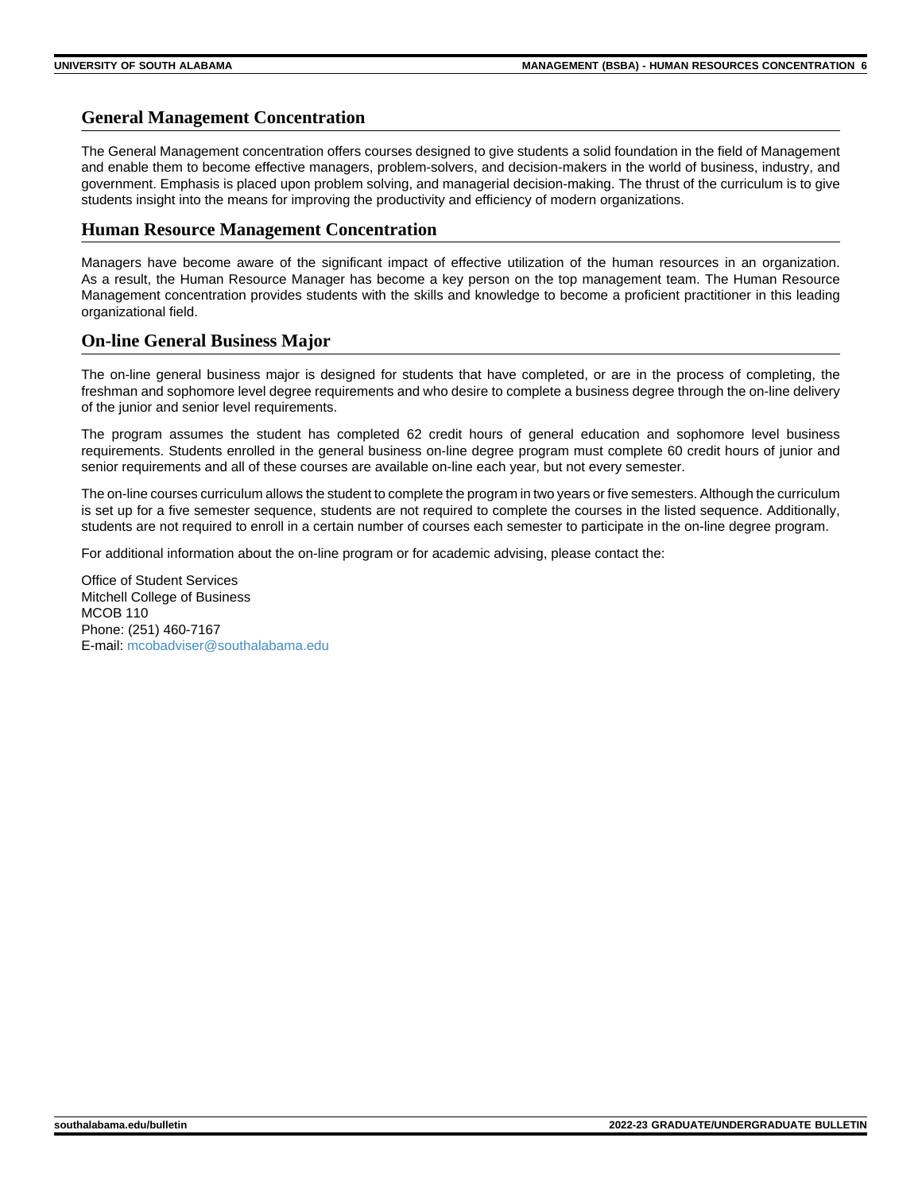## General Management Concentration

The General Management concentration offers courses designed to give students a solid foundation in the field of Management and enable them to become effective managers, problem-solvers, and decision-makers in the world of business, industry, and government. Emphasis is placed upon problem solving, and managerial decision-making. The thrust of the curriculum is to give students insight into the means for improving the productivity and efficiency of modern organizations.

## Human Resource Management Concentration

Managers have become aware of the significant impact of effective utilization of the human resources in an organization. As a result, the Human Resource Manager has become a key person on the top management team. The Human Resource Management concentration provides students with the skills and knowledge to become a proficient practitioner in this leading organizational field.

## On-line General Business Major

The on-line general business major is designed for students that have completed, or are in the process of completing, the freshman and sophomore level degree requirements and who desire to complete a business degree through the on-line delivery of the junior and senior level requirements.

The program assumes the student has completed 62 credit hours of general education and sophomore level business requirements. Students enrolled in the general business on-line degree program must complete 60 credit hours of junior and senior requirements and all of these courses are available on-line each year, but not every semester.

The on-line courses curriculum allows the student to complete the program in two years or five semesters. Although the curriculum is set up for a five semester sequence, students are not required to complete the courses in the listed sequence. Additionally, students are not required to enroll in a certain number of courses each semester to participate in the on-line degree program.

For additional information about the on-line program or for academic advising, please contact the:

Office of Student Services
Mitchell College of Business
MCOB 110
Phone: (251) 460-7167
E-mail: mcobadviser@southalabama.edu